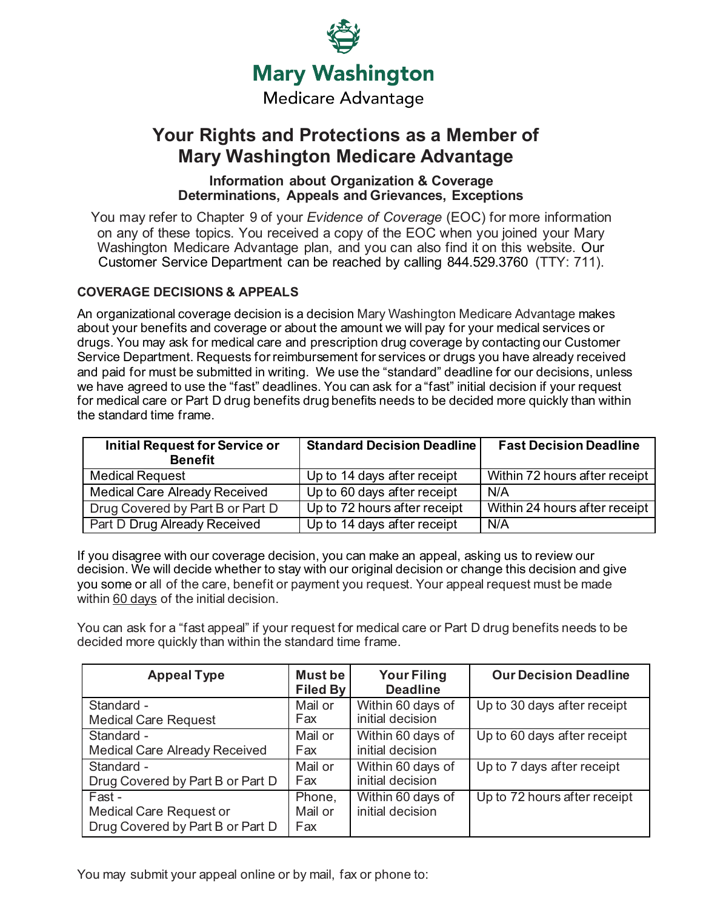Mary Washington

Medicare Advantage

# Your Rights and Protections as a Member of Mary Washington Medicare Advantage

### Information about Organization & Coverage Determinations, Appeals and Grievances, Exceptions

You may refer to Chapter 9 of your *Evidence of Coverage* (EOC) for more information on any of these topics. You received a copy of the EOC when you joined your Mary Washington Medicare Advantage plan, and you can also find it on this website. Our Customer Service Department can be reached by calling 844.529.3760 (TTY: 711).

## COVERAGE DECISIONS & APPEALS

An organizational coverage decision is a decision Mary Washington Medicare Advantage makes about your benefits and coverage or about the amount we will pay for your medical services or drugs. You may ask for medical care and prescription drug coverage by contacting our Customer Service Department. Requests for reimbursement for services or drugs you have already received and paid for must be submitted in writing. We use the "standard" deadline for our decisions, unless we have agreed to use the "fast" deadlines. You can ask for a "fast" initial decision if your request for medical care or Part D drug benefits drug benefits needs to be decided more quickly than within the standard time frame.

| Initial Request for Service or Benefit | Standard Decision Deadline | Fast Decision Deadline |
|---|---|---|
| Medical Request | Up to 14 days after receipt | Within 72 hours after receipt |
| Medical Care Already Received | Up to 60 days after receipt | N/A |
| Drug Covered by Part B or Part D | Up to 72 hours after receipt | Within 24 hours after receipt |
| Part D Drug Already Received | Up to 14 days after receipt | N/A |

If you disagree with our coverage decision, you can make an appeal, asking us to review our decision. We will decide whether to stay with our original decision or change this decision and give you some or all of the care, benefit or payment you request. Your appeal request must be made within 60 days of the initial decision.

You can ask for a "fast appeal" if your request for medical care or Part D drug benefits needs to be decided more quickly than within the standard time frame.

| Appeal Type | Must be Filed By | Your Filing Deadline | Our Decision Deadline |
|---|---|---|---|
| Standard - Medical Care Request | Mail or Fax | Within 60 days of initial decision | Up to 30 days after receipt |
| Standard - Medical Care Already Received | Mail or Fax | Within 60 days of initial decision | Up to 60 days after receipt |
| Standard - Drug Covered by Part B or Part D | Mail or Fax | Within 60 days of initial decision | Up to 7 days after receipt |
| Fast - Medical Care Request or Drug Covered by Part B or Part D | Phone, Mail or Fax | Within 60 days of initial decision | Up to 72 hours after receipt |

You may submit your appeal online or by mail, fax or phone to: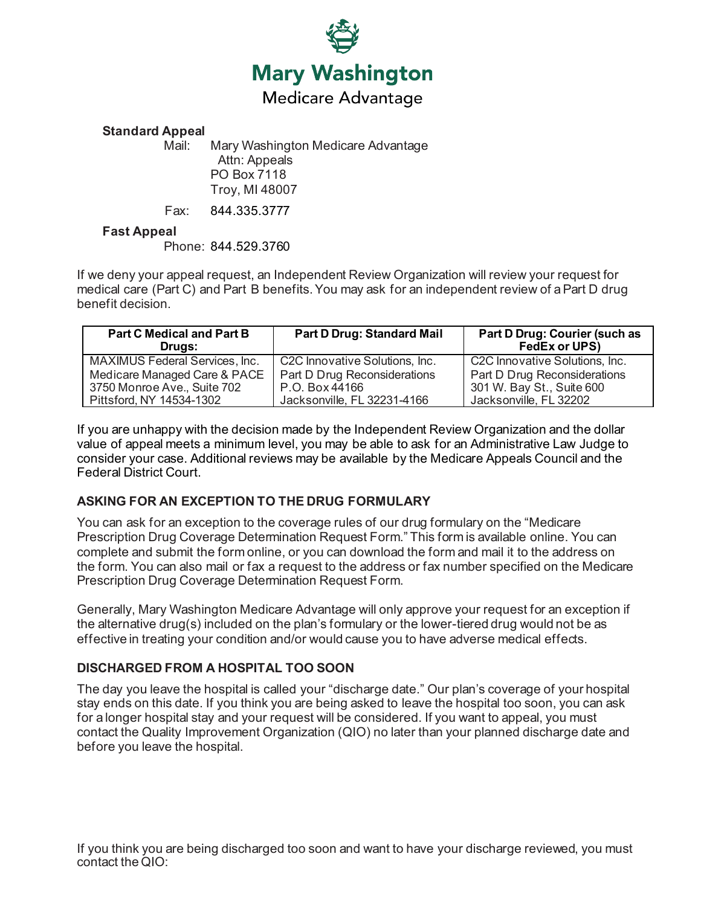Mary Washington Medicare Advantage

**Standard Appeal**

Mail: Mary Washington Medicare Advantage
Attn: Appeals
PO Box 7118
Troy, MI 48007

Fax: 844.335.3777

**Fast Appeal**

Phone: 844.529.3760

If we deny your appeal request, an Independent Review Organization will review your request for medical care (Part C) and Part B benefits. You may ask for an independent review of a Part D drug benefit decision.

| Part C Medical and Part B Drugs: | Part D Drug: Standard Mail | Part D Drug: Courier (such as FedEx or UPS) |
| --- | --- | --- |
| MAXIMUS Federal Services, Inc.<br>Medicare Managed Care & PACE<br>3750 Monroe Ave., Suite 702<br>Pittsford, NY 14534-1302 | C2C Innovative Solutions, Inc.<br>Part D Drug Reconsiderations<br>P.O. Box 44166<br>Jacksonville, FL 32231-4166 | C2C Innovative Solutions, Inc.<br>Part D Drug Reconsiderations<br>301 W. Bay St., Suite 600<br>Jacksonville, FL 32202 |

If you are unhappy with the decision made by the Independent Review Organization and the dollar value of appeal meets a minimum level, you may be able to ask for an Administrative Law Judge to consider your case. Additional reviews may be available by the Medicare Appeals Council and the Federal District Court.

## ASKING FOR AN EXCEPTION TO THE DRUG FORMULARY

You can ask for an exception to the coverage rules of our drug formulary on the "Medicare Prescription Drug Coverage Determination Request Form." This form is available online. You can complete and submit the form online, or you can download the form and mail it to the address on the form. You can also mail or fax a request to the address or fax number specified on the Medicare Prescription Drug Coverage Determination Request Form.

Generally, Mary Washington Medicare Advantage will only approve your request for an exception if the alternative drug(s) included on the plan's formulary or the lower-tiered drug would not be as effective in treating your condition and/or would cause you to have adverse medical effects.

## DISCHARGED FROM A HOSPITAL TOO SOON

The day you leave the hospital is called your "discharge date." Our plan's coverage of your hospital stay ends on this date. If you think you are being asked to leave the hospital too soon, you can ask for a longer hospital stay and your request will be considered. If you want to appeal, you must contact the Quality Improvement Organization (QIO) no later than your planned discharge date and before you leave the hospital.

If you think you are being discharged too soon and want to have your discharge reviewed, you must contact the QIO: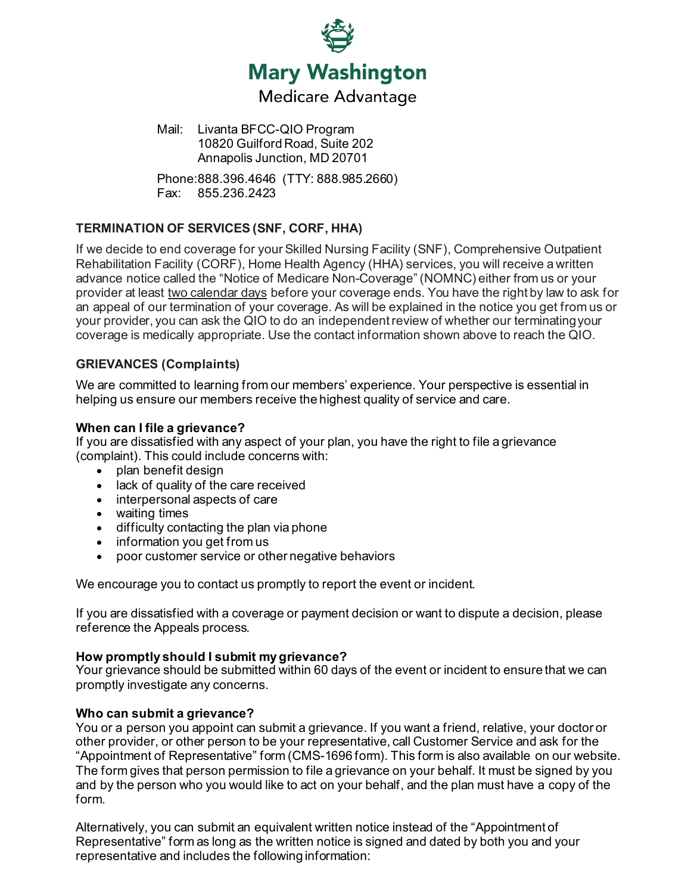Mail: Livanta BFCC-QIO Program
10820 Guilford Road, Suite 202
Annapolis Junction, MD 20701

Phone: 888.396.4646 (TTY: 888.985.2660)
Fax: 855.236.2423

## TERMINATION OF SERVICES (SNF, CORF, HHA)

If we decide to end coverage for your Skilled Nursing Facility (SNF), Comprehensive Outpatient Rehabilitation Facility (CORF), Home Health Agency (HHA) services, you will receive a written advance notice called the "Notice of Medicare Non-Coverage" (NOMNC) either from us or your provider at least two calendar days before your coverage ends. You have the right by law to ask for an appeal of our termination of your coverage. As will be explained in the notice you get from us or your provider, you can ask the QIO to do an independent review of whether our terminating your coverage is medically appropriate. Use the contact information shown above to reach the QIO.

## GRIEVANCES (Complaints)

We are committed to learning from our members' experience. Your perspective is essential in helping us ensure our members receive the highest quality of service and care.

**When can I file a grievance?**
If you are dissatisfied with any aspect of your plan, you have the right to file a grievance (complaint). This could include concerns with:

- plan benefit design
- lack of quality of the care received
- interpersonal aspects of care
- waiting times
- difficulty contacting the plan via phone
- information you get from us
- poor customer service or other negative behaviors

We encourage you to contact us promptly to report the event or incident.

If you are dissatisfied with a coverage or payment decision or want to dispute a decision, please reference the Appeals process.

**How promptly should I submit my grievance?**
Your grievance should be submitted within 60 days of the event or incident to ensure that we can promptly investigate any concerns.

**Who can submit a grievance?**
You or a person you appoint can submit a grievance. If you want a friend, relative, your doctor or other provider, or other person to be your representative, call Customer Service and ask for the "Appointment of Representative" form (CMS-1696 form). This form is also available on our website. The form gives that person permission to file a grievance on your behalf. It must be signed by you and by the person who you would like to act on your behalf, and the plan must have a copy of the form.

Alternatively, you can submit an equivalent written notice instead of the "Appointment of Representative" form as long as the written notice is signed and dated by both you and your representative and includes the following information: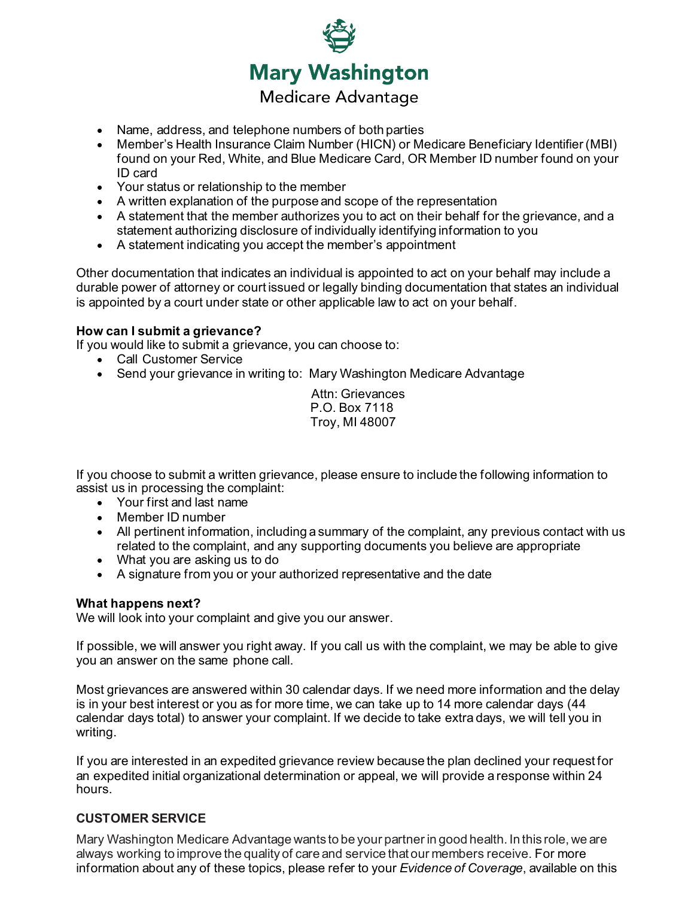- Name, address, and telephone numbers of both parties
- Member's Health Insurance Claim Number (HICN) or Medicare Beneficiary Identifier (MBI) found on your Red, White, and Blue Medicare Card, OR Member ID number found on your ID card
- Your status or relationship to the member
- A written explanation of the purpose and scope of the representation
- A statement that the member authorizes you to act on their behalf for the grievance, and a statement authorizing disclosure of individually identifying information to you
- A statement indicating you accept the member's appointment

Other documentation that indicates an individual is appointed to act on your behalf may include a durable power of attorney or court issued or legally binding documentation that states an individual is appointed by a court under state or other applicable law to act on your behalf.

**How can I submit a grievance?**
If you would like to submit a grievance, you can choose to:

- Call Customer Service
- Send your grievance in writing to: Mary Washington Medicare Advantage

  Attn: Grievances
  P.O. Box 7118
  Troy, MI 48007

If you choose to submit a written grievance, please ensure to include the following information to assist us in processing the complaint:

- Your first and last name
- Member ID number
- All pertinent information, including a summary of the complaint, any previous contact with us related to the complaint, and any supporting documents you believe are appropriate
- What you are asking us to do
- A signature from you or your authorized representative and the date

**What happens next?**
We will look into your complaint and give you our answer.

If possible, we will answer you right away. If you call us with the complaint, we may be able to give you an answer on the same phone call.

Most grievances are answered within 30 calendar days. If we need more information and the delay is in your best interest or you as for more time, we can take up to 14 more calendar days (44 calendar days total) to answer your complaint. If we decide to take extra days, we will tell you in writing.

If you are interested in an expedited grievance review because the plan declined your request for an expedited initial organizational determination or appeal, we will provide a response within 24 hours.

## CUSTOMER SERVICE

Mary Washington Medicare Advantage wants to be your partner in good health. In this role, we are always working to improve the quality of care and service that our members receive. For more information about any of these topics, please refer to your *Evidence of Coverage*, available on this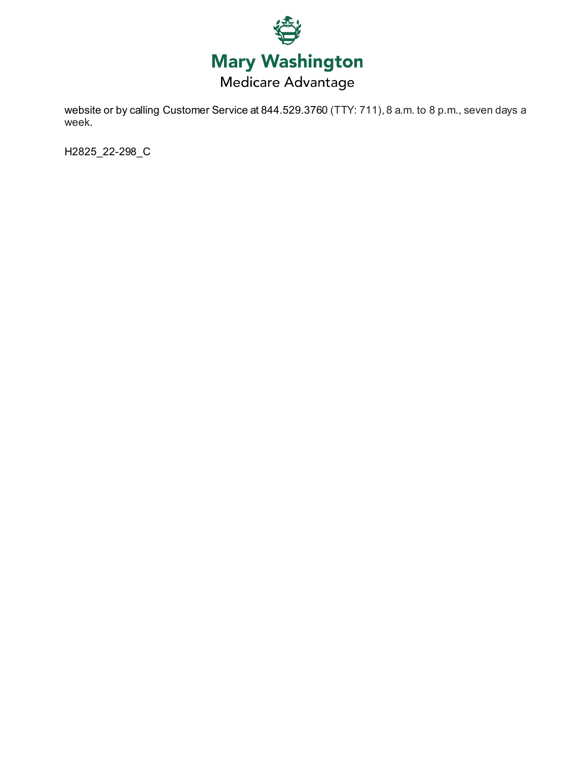website or by calling Customer Service at 844.529.3760 (TTY: 711), 8 a.m. to 8 p.m., seven days a week.

H2825_22-298_C